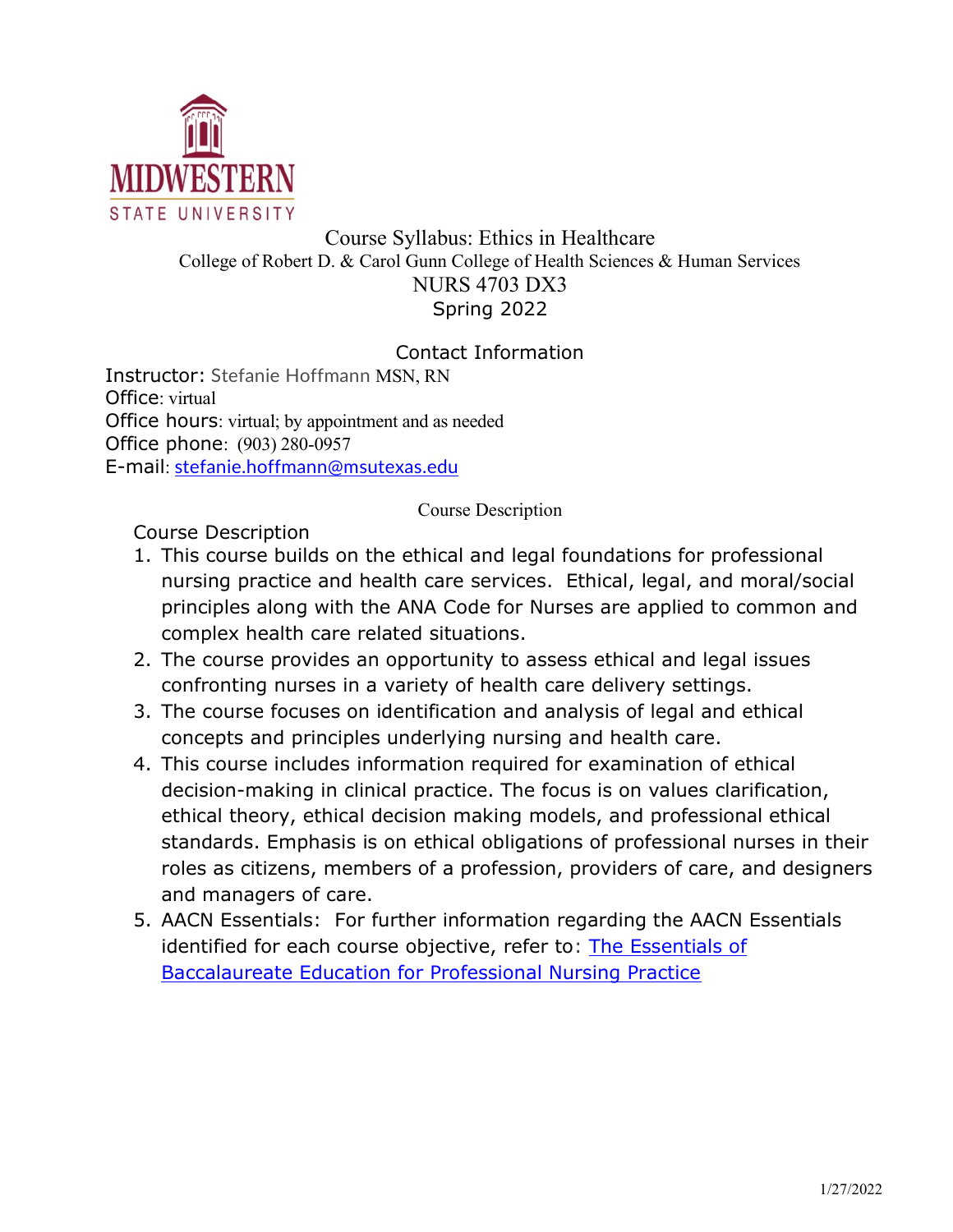# Course Syllabus: Ethics in Healthcare

College of Robert D. & Carol Gunn College of Health Sciences & Human Services

NURS 4703 DX3

Spring 2022

## Contact Information

Instructor: Stefanie Hoffmann MSN, RN
Office: virtual
Office hours: virtual; by appointment and as needed
Office phone: (903) 280-0957
E-mail: stefanie.hoffmann@msutexas.edu

## Course Description

Course Description

1. This course builds on the ethical and legal foundations for professional nursing practice and health care services. Ethical, legal, and moral/social principles along with the ANA Code for Nurses are applied to common and complex health care related situations.
2. The course provides an opportunity to assess ethical and legal issues confronting nurses in a variety of health care delivery settings.
3. The course focuses on identification and analysis of legal and ethical concepts and principles underlying nursing and health care.
4. This course includes information required for examination of ethical decision-making in clinical practice. The focus is on values clarification, ethical theory, ethical decision making models, and professional ethical standards. Emphasis is on ethical obligations of professional nurses in their roles as citizens, members of a profession, providers of care, and designers and managers of care.
5. AACN Essentials: For further information regarding the AACN Essentials identified for each course objective, refer to: The Essentials of Baccalaureate Education for Professional Nursing Practice

1/27/2022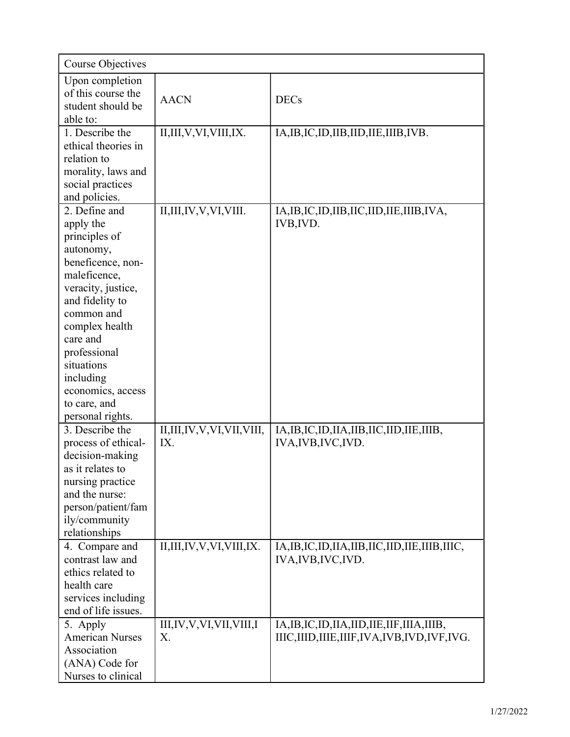| Course Objectives | | |
|---|---|---|
| Upon completion of this course the student should be able to: | AACN | DECs |
| 1. Describe the ethical theories in relation to morality, laws and social practices and policies. | II,III,V,VI,VIII,IX. | IA,IB,IC,ID,IIB,IID,IIE,IIIB,IVB. |
| 2. Define and apply the principles of autonomy, beneficence, non-maleficence, veracity, justice, and fidelity to common and complex health care and professional situations including economics, access to care, and personal rights. | II,III,IV,V,VI,VIII. | IA,IB,IC,ID,IIB,IIC,IID,IIE,IIIB,IVA, IVB,IVD. |
| 3. Describe the process of ethical-decision-making as it relates to nursing practice and the nurse: person/patient/family/community relationships | II,III,IV,V,VI,VII,VIII, IX. | IA,IB,IC,ID,IIA,IIB,IIC,IID,IIE,IIIB, IVA,IVB,IVC,IVD. |
| 4. Compare and contrast law and ethics related to health care services including end of life issues. | II,III,IV,V,VI,VIII,IX. | IA,IB,IC,ID,IIA,IIB,IIC,IID,IIE,IIIB,IIIC, IVA,IVB,IVC,IVD. |
| 5. Apply American Nurses Association (ANA) Code for Nurses to clinical | III,IV,V,VI,VII,VIII,IX. | IA,IB,IC,ID,IIA,IID,IIE,IIF,IIIA,IIIB, IIIC,IIID,IIIE,IIIF,IVA,IVB,IVD,IVF,IVG. |

1/27/2022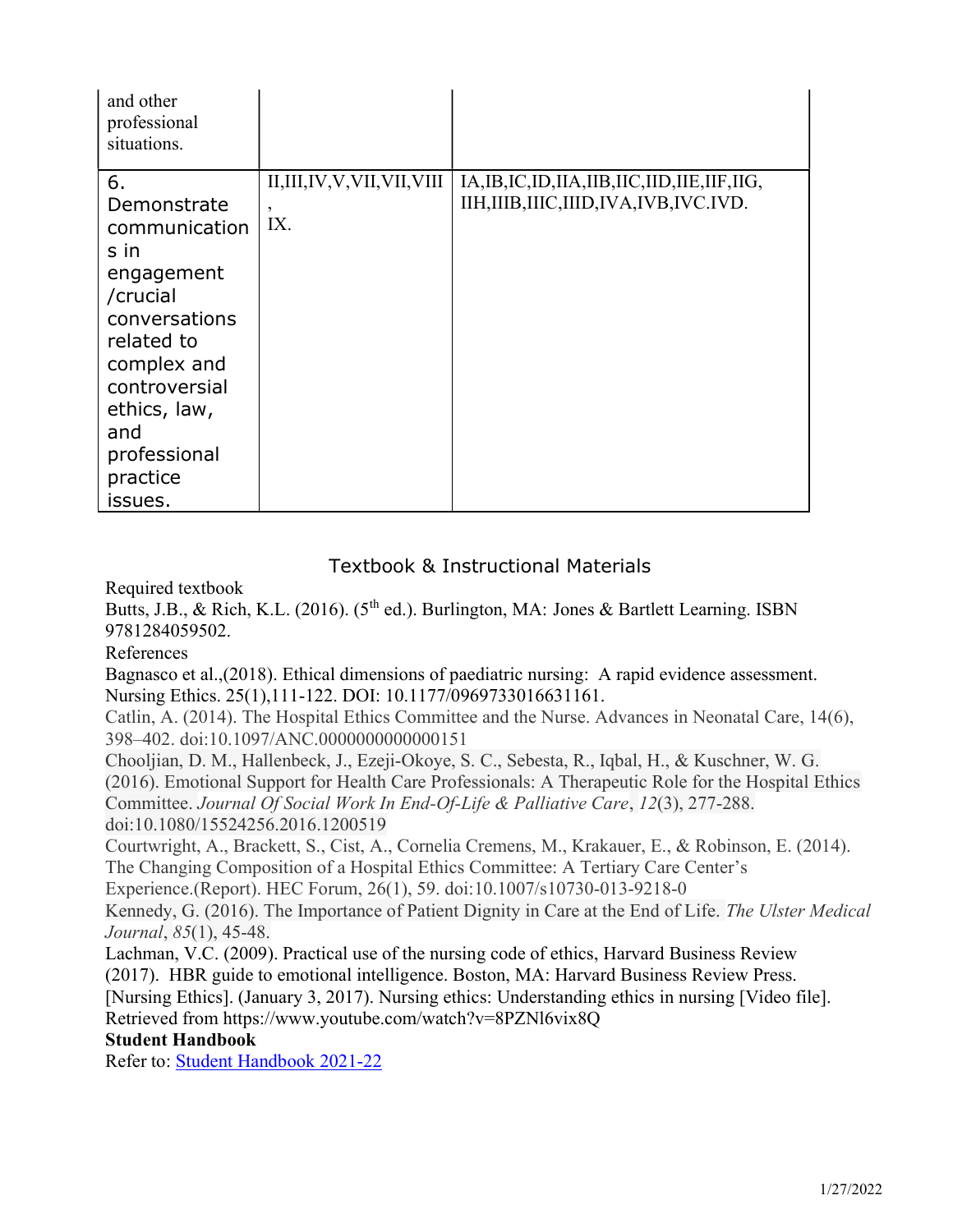| | | |
|---|---|---|
| and other professional situations. | | |
| 6. Demonstrate communications in engagement /crucial conversations related to complex and controversial ethics, law, and professional practice issues. | II,III,IV,V,VII,VII,VIII, IX. | IA,IB,IC,ID,IIA,IIB,IIC,IID,IIE,IIF,IIG, IIH,IIIB,IIIC,IIID,IVA,IVB,IVC.IVD. |

## Textbook & Instructional Materials

Required textbook

Butts, J.B., & Rich, K.L. (2016). (5th ed.). Burlington, MA: Jones & Bartlett Learning. ISBN 9781284059502.

References

Bagnasco et al.,(2018). Ethical dimensions of paediatric nursing: A rapid evidence assessment. Nursing Ethics. 25(1),111-122. DOI: 10.1177/0969733016631161.

Catlin, A. (2014). The Hospital Ethics Committee and the Nurse. Advances in Neonatal Care, 14(6), 398–402. doi:10.1097/ANC.0000000000000151

Chooljian, D. M., Hallenbeck, J., Ezeji-Okoye, S. C., Sebesta, R., Iqbal, H., & Kuschner, W. G. (2016). Emotional Support for Health Care Professionals: A Therapeutic Role for the Hospital Ethics Committee. *Journal Of Social Work In End-Of-Life & Palliative Care*, *12*(3), 277-288. doi:10.1080/15524256.2016.1200519

Courtwright, A., Brackett, S., Cist, A., Cornelia Cremens, M., Krakauer, E., & Robinson, E. (2014). The Changing Composition of a Hospital Ethics Committee: A Tertiary Care Center's Experience.(Report). HEC Forum, 26(1), 59. doi:10.1007/s10730-013-9218-0

Kennedy, G. (2016). The Importance of Patient Dignity in Care at the End of Life. *The Ulster Medical Journal*, *85*(1), 45-48.

Lachman, V.C. (2009). Practical use of the nursing code of ethics, Harvard Business Review (2017). HBR guide to emotional intelligence. Boston, MA: Harvard Business Review Press.

[Nursing Ethics]. (January 3, 2017). Nursing ethics: Understanding ethics in nursing [Video file]. Retrieved from https://www.youtube.com/watch?v=8PZNl6vix8Q

**Student Handbook**

Refer to: [Student Handbook 2021-22]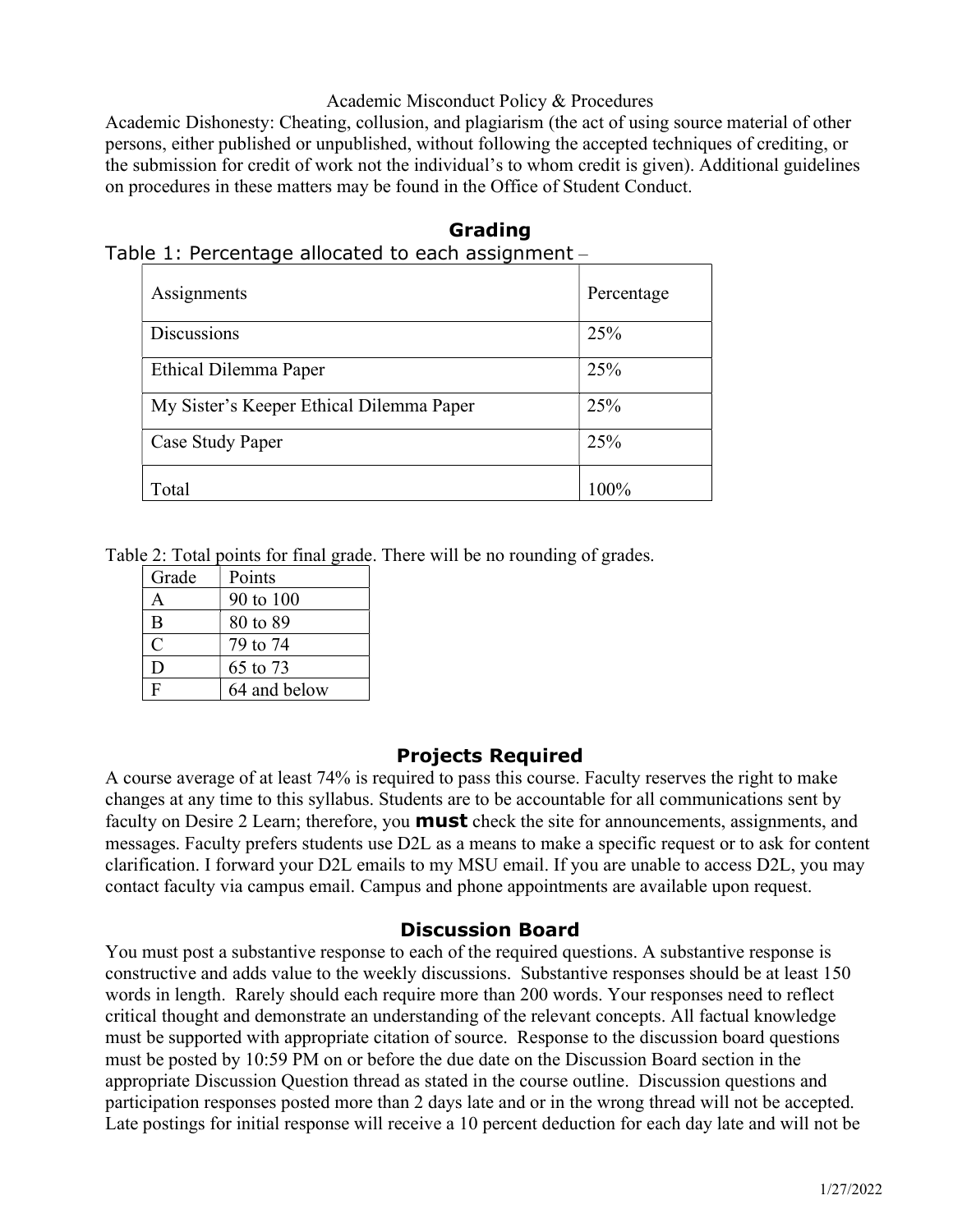Academic Misconduct Policy & Procedures

Academic Dishonesty: Cheating, collusion, and plagiarism (the act of using source material of other persons, either published or unpublished, without following the accepted techniques of crediting, or the submission for credit of work not the individual's to whom credit is given). Additional guidelines on procedures in these matters may be found in the Office of Student Conduct.

## Grading

Table 1: Percentage allocated to each assignment –

| Assignments | Percentage |
|---|---|
| Discussions | 25% |
| Ethical Dilemma Paper | 25% |
| My Sister's Keeper Ethical Dilemma Paper | 25% |
| Case Study Paper | 25% |
| Total | 100% |

Table 2: Total points for final grade. There will be no rounding of grades.

| Grade | Points |
|---|---|
| A | 90 to 100 |
| B | 80 to 89 |
| C | 79 to 74 |
| D | 65 to 73 |
| F | 64 and below |

## Projects Required

A course average of at least 74% is required to pass this course. Faculty reserves the right to make changes at any time to this syllabus. Students are to be accountable for all communications sent by faculty on Desire 2 Learn; therefore, you **must** check the site for announcements, assignments, and messages. Faculty prefers students use D2L as a means to make a specific request or to ask for content clarification. I forward your D2L emails to my MSU email. If you are unable to access D2L, you may contact faculty via campus email. Campus and phone appointments are available upon request.

## Discussion Board

You must post a substantive response to each of the required questions. A substantive response is constructive and adds value to the weekly discussions. Substantive responses should be at least 150 words in length. Rarely should each require more than 200 words. Your responses need to reflect critical thought and demonstrate an understanding of the relevant concepts. All factual knowledge must be supported with appropriate citation of source. Response to the discussion board questions must be posted by 10:59 PM on or before the due date on the Discussion Board section in the appropriate Discussion Question thread as stated in the course outline. Discussion questions and participation responses posted more than 2 days late and or in the wrong thread will not be accepted. Late postings for initial response will receive a 10 percent deduction for each day late and will not be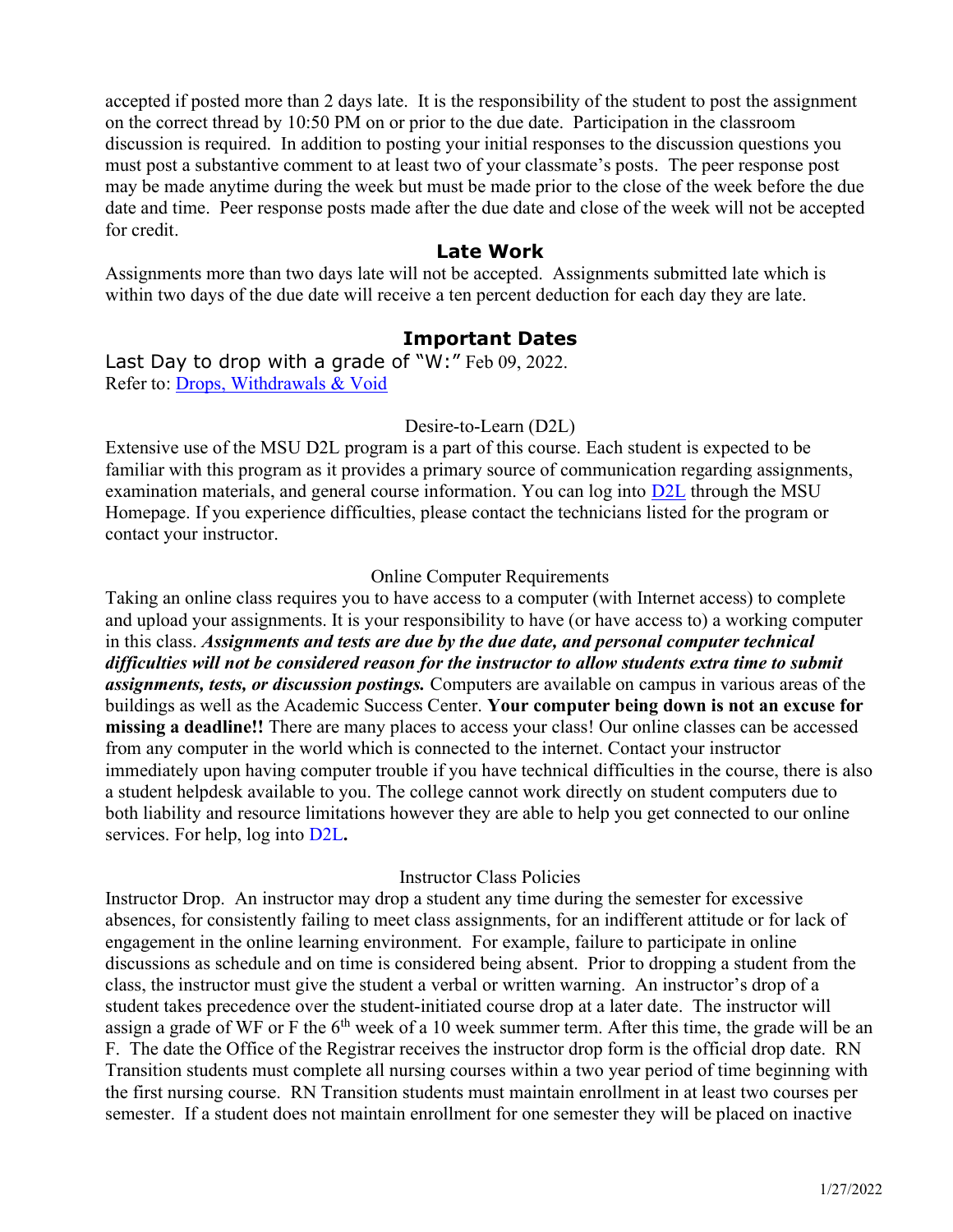accepted if posted more than 2 days late. It is the responsibility of the student to post the assignment on the correct thread by 10:50 PM on or prior to the due date. Participation in the classroom discussion is required. In addition to posting your initial responses to the discussion questions you must post a substantive comment to at least two of your classmate's posts. The peer response post may be made anytime during the week but must be made prior to the close of the week before the due date and time. Peer response posts made after the due date and close of the week will not be accepted for credit.

## Late Work

Assignments more than two days late will not be accepted. Assignments submitted late which is within two days of the due date will receive a ten percent deduction for each day they are late.

## Important Dates

Last Day to drop with a grade of "W:" Feb 09, 2022.
Refer to: [Drops, Withdrawals & Void]

### Desire-to-Learn (D2L)

Extensive use of the MSU D2L program is a part of this course. Each student is expected to be familiar with this program as it provides a primary source of communication regarding assignments, examination materials, and general course information. You can log into [D2L] through the MSU Homepage. If you experience difficulties, please contact the technicians listed for the program or contact your instructor.

### Online Computer Requirements

Taking an online class requires you to have access to a computer (with Internet access) to complete and upload your assignments. It is your responsibility to have (or have access to) a working computer in this class. ***Assignments and tests are due by the due date, and personal computer technical difficulties will not be considered reason for the instructor to allow students extra time to submit assignments, tests, or discussion postings.*** Computers are available on campus in various areas of the buildings as well as the Academic Success Center. **Your computer being down is not an excuse for missing a deadline!!** There are many places to access your class! Our online classes can be accessed from any computer in the world which is connected to the internet. Contact your instructor immediately upon having computer trouble if you have technical difficulties in the course, there is also a student helpdesk available to you. The college cannot work directly on student computers due to both liability and resource limitations however they are able to help you get connected to our online services. For help, log into D2L**.**

### Instructor Class Policies

Instructor Drop. An instructor may drop a student any time during the semester for excessive absences, for consistently failing to meet class assignments, for an indifferent attitude or for lack of engagement in the online learning environment. For example, failure to participate in online discussions as schedule and on time is considered being absent. Prior to dropping a student from the class, the instructor must give the student a verbal or written warning. An instructor's drop of a student takes precedence over the student-initiated course drop at a later date. The instructor will assign a grade of WF or F the 6th week of a 10 week summer term. After this time, the grade will be an F. The date the Office of the Registrar receives the instructor drop form is the official drop date. RN Transition students must complete all nursing courses within a two year period of time beginning with the first nursing course. RN Transition students must maintain enrollment in at least two courses per semester. If a student does not maintain enrollment for one semester they will be placed on inactive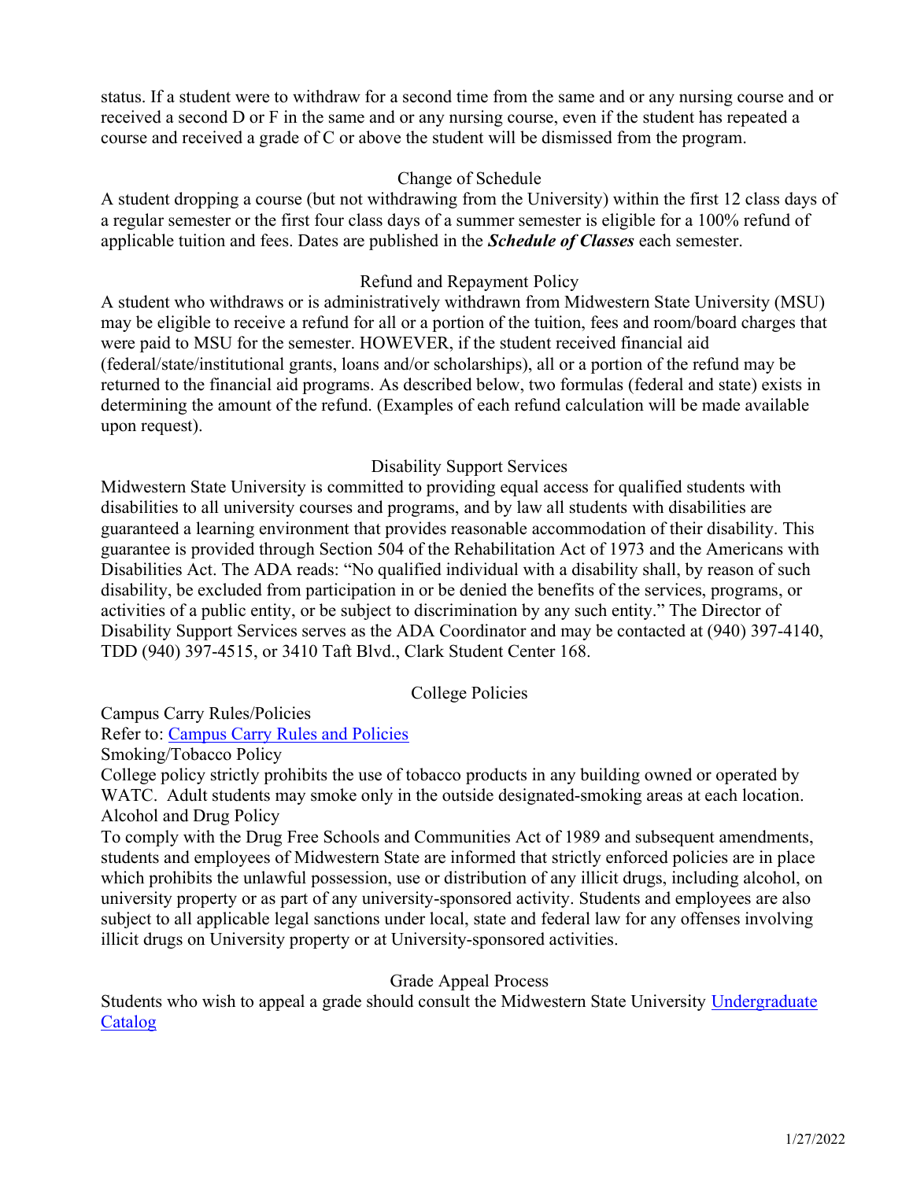status. If a student were to withdraw for a second time from the same and or any nursing course and or received a second D or F in the same and or any nursing course, even if the student has repeated a course and received a grade of C or above the student will be dismissed from the program.

## Change of Schedule

A student dropping a course (but not withdrawing from the University) within the first 12 class days of a regular semester or the first four class days of a summer semester is eligible for a 100% refund of applicable tuition and fees. Dates are published in the ***Schedule of Classes*** each semester.

## Refund and Repayment Policy

A student who withdraws or is administratively withdrawn from Midwestern State University (MSU) may be eligible to receive a refund for all or a portion of the tuition, fees and room/board charges that were paid to MSU for the semester. HOWEVER, if the student received financial aid (federal/state/institutional grants, loans and/or scholarships), all or a portion of the refund may be returned to the financial aid programs. As described below, two formulas (federal and state) exists in determining the amount of the refund. (Examples of each refund calculation will be made available upon request).

## Disability Support Services

Midwestern State University is committed to providing equal access for qualified students with disabilities to all university courses and programs, and by law all students with disabilities are guaranteed a learning environment that provides reasonable accommodation of their disability. This guarantee is provided through Section 504 of the Rehabilitation Act of 1973 and the Americans with Disabilities Act. The ADA reads: "No qualified individual with a disability shall, by reason of such disability, be excluded from participation in or be denied the benefits of the services, programs, or activities of a public entity, or be subject to discrimination by any such entity." The Director of Disability Support Services serves as the ADA Coordinator and may be contacted at (940) 397-4140, TDD (940) 397-4515, or 3410 Taft Blvd., Clark Student Center 168.

## College Policies

Campus Carry Rules/Policies

Refer to: [Campus Carry Rules and Policies]()

Smoking/Tobacco Policy

College policy strictly prohibits the use of tobacco products in any building owned or operated by WATC. Adult students may smoke only in the outside designated-smoking areas at each location.

Alcohol and Drug Policy

To comply with the Drug Free Schools and Communities Act of 1989 and subsequent amendments, students and employees of Midwestern State are informed that strictly enforced policies are in place which prohibits the unlawful possession, use or distribution of any illicit drugs, including alcohol, on university property or as part of any university-sponsored activity. Students and employees are also subject to all applicable legal sanctions under local, state and federal law for any offenses involving illicit drugs on University property or at University-sponsored activities.

## Grade Appeal Process

Students who wish to appeal a grade should consult the Midwestern State University [Undergraduate Catalog]()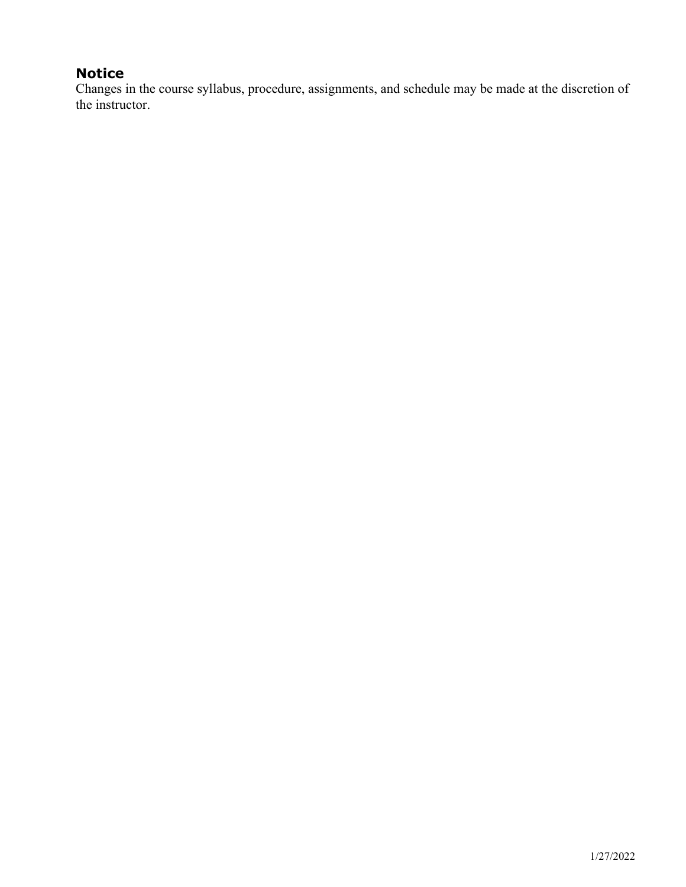## Notice

Changes in the course syllabus, procedure, assignments, and schedule may be made at the discretion of the instructor.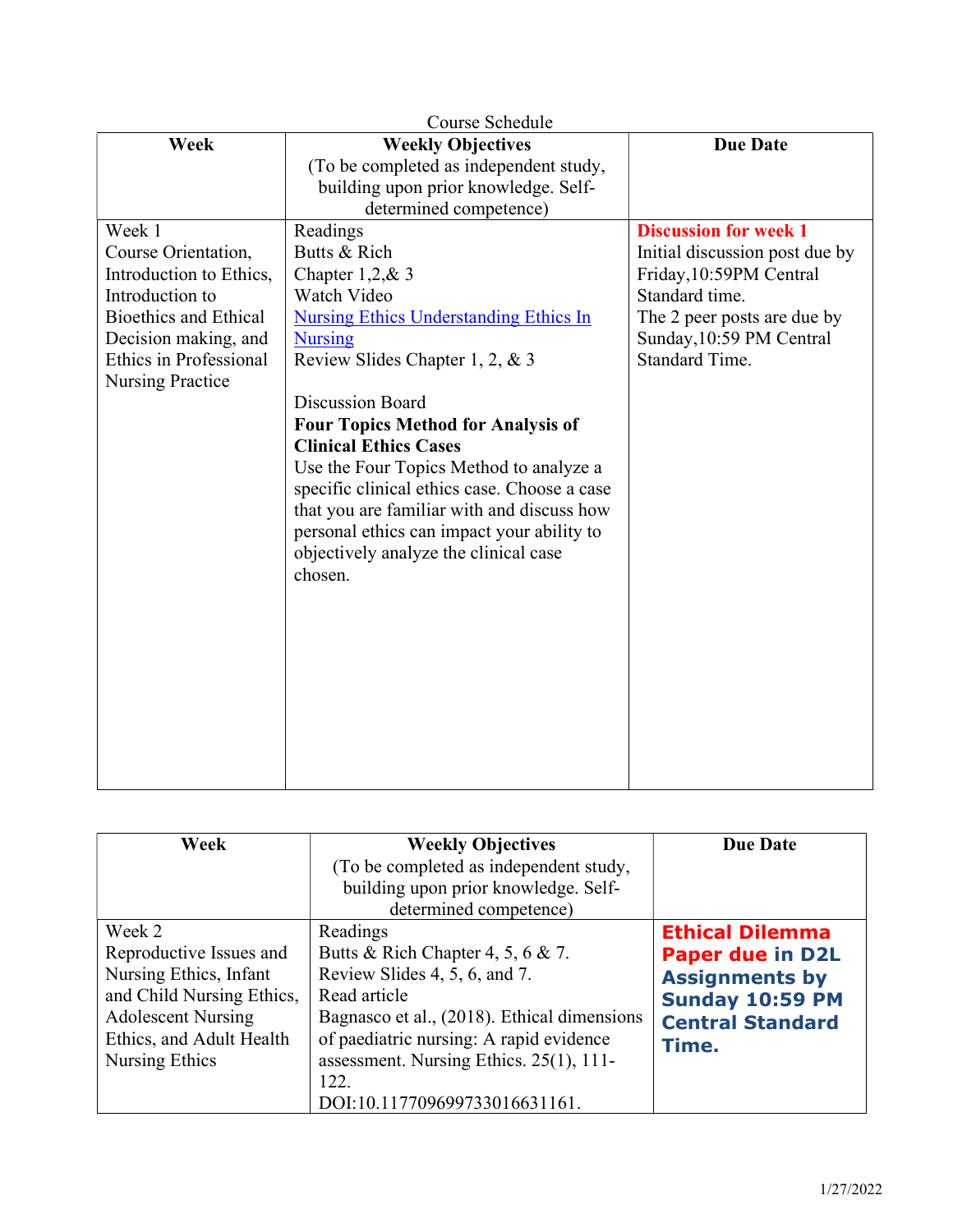Course Schedule

| Week | Weekly Objectives<br>(To be completed as independent study, building upon prior knowledge. Self-determined competence) | Due Date |
|---|---|---|
| Week 1<br>Course Orientation, Introduction to Ethics, Introduction to Bioethics and Ethical Decision making, and Ethics in Professional Nursing Practice | Readings<br>Butts & Rich<br>Chapter 1,2,& 3<br>Watch Video<br>[Nursing Ethics Understanding Ethics In Nursing]()<br>Review Slides Chapter 1, 2, & 3<br><br>Discussion Board<br>**Four Topics Method for Analysis of Clinical Ethics Cases**<br>Use the Four Topics Method to analyze a specific clinical ethics case. Choose a case that you are familiar with and discuss how personal ethics can impact your ability to objectively analyze the clinical case chosen. | **Discussion for week 1**<br>Initial discussion post due by Friday,10:59PM Central Standard time.<br>The 2 peer posts are due by Sunday,10:59 PM Central Standard Time. |

| Week | Weekly Objectives<br>(To be completed as independent study, building upon prior knowledge. Self-determined competence) | Due Date |
|---|---|---|
| Week 2<br>Reproductive Issues and Nursing Ethics, Infant and Child Nursing Ethics, Adolescent Nursing Ethics, and Adult Health Nursing Ethics | Readings<br>Butts & Rich Chapter 4, 5, 6 & 7.<br>Review Slides 4, 5, 6, and 7.<br>Read article<br>Bagnasco et al., (2018). Ethical dimensions of paediatric nursing: A rapid evidence assessment. Nursing Ethics. 25(1), 111-122.<br>DOI:10.1177096997330166311161. | **Ethical Dilemma Paper due in D2L Assignments by Sunday 10:59 PM Central Standard Time.** |

1/27/2022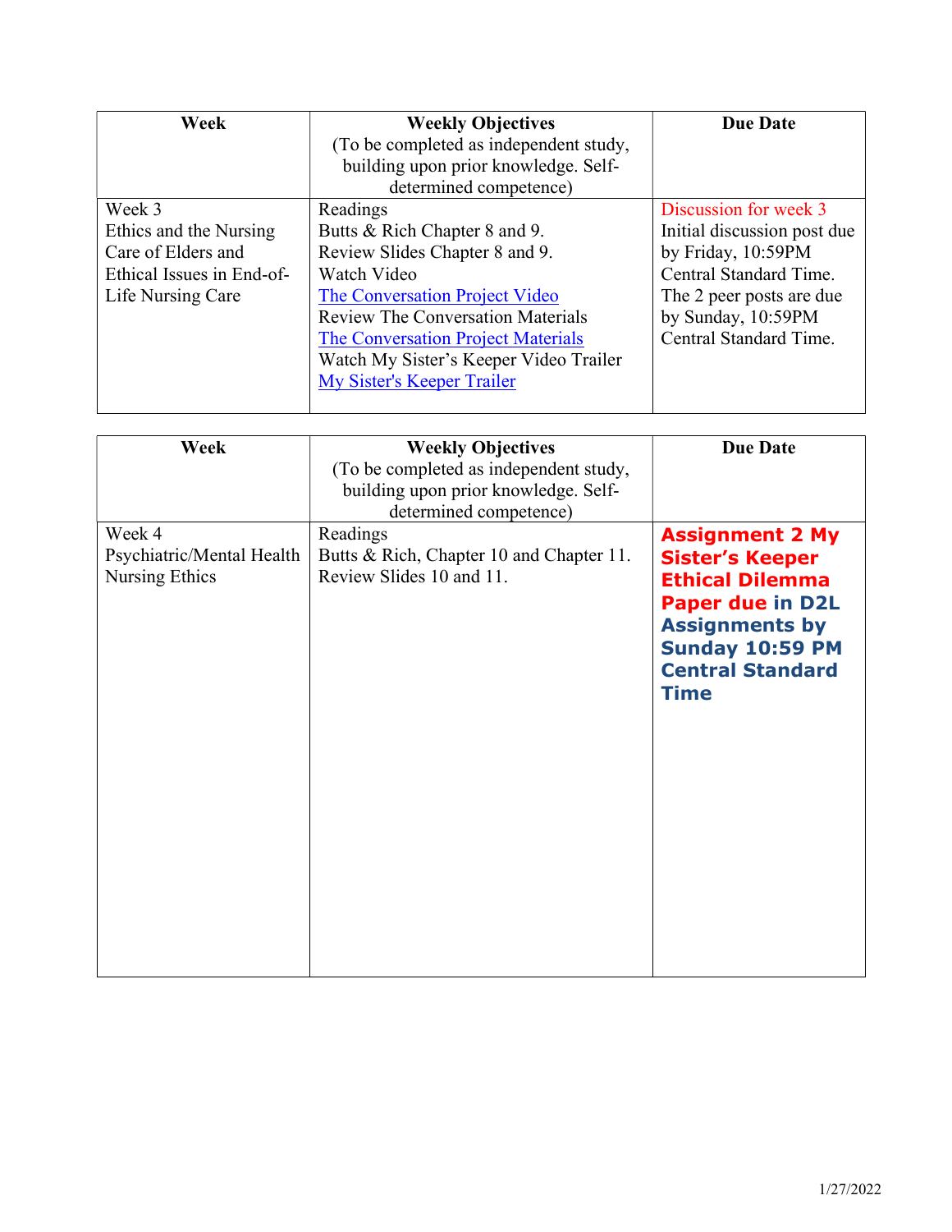| Week | Weekly Objectives (To be completed as independent study, building upon prior knowledge. Self-determined competence) | Due Date |
|---|---|---|
| Week 3<br>Ethics and the Nursing Care of Elders and Ethical Issues in End-of-Life Nursing Care | Readings<br>Butts & Rich Chapter 8 and 9.<br>Review Slides Chapter 8 and 9.<br>Watch Video<br>[The Conversation Project Video]<br>Review The Conversation Materials<br>[The Conversation Project Materials]<br>Watch My Sister's Keeper Video Trailer<br>[My Sister's Keeper Trailer] | Discussion for week 3<br>Initial discussion post due by Friday, 10:59PM Central Standard Time.<br>The 2 peer posts are due by Sunday, 10:59PM Central Standard Time. |

| Week | Weekly Objectives (To be completed as independent study, building upon prior knowledge. Self-determined competence) | Due Date |
|---|---|---|
| Week 4<br>Psychiatric/Mental Health Nursing Ethics | Readings<br>Butts & Rich, Chapter 10 and Chapter 11.<br>Review Slides 10 and 11. | **Assignment 2 My Sister's Keeper Ethical Dilemma Paper due in D2L Assignments by Sunday 10:59 PM Central Standard Time** |

1/27/2022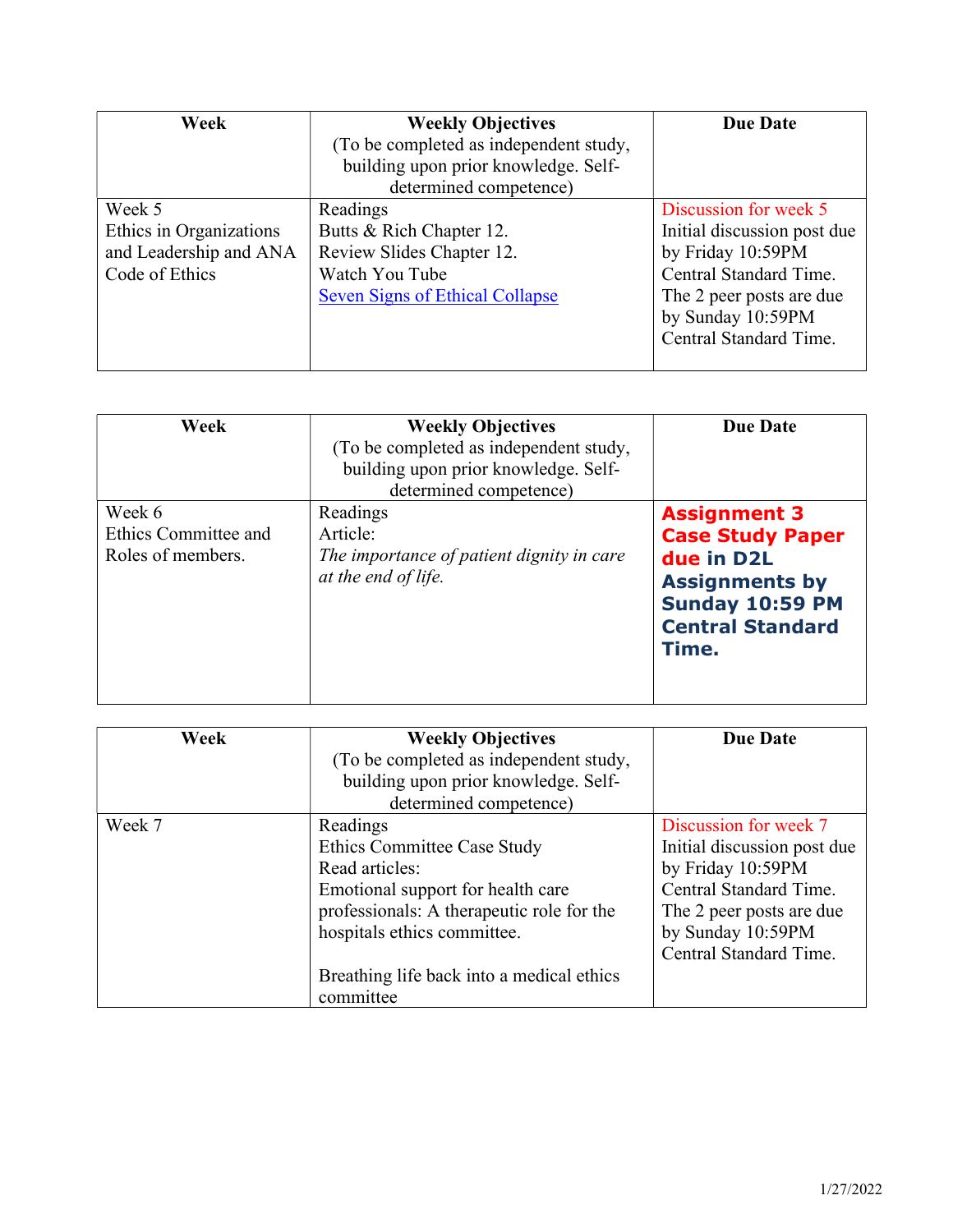| Week | Weekly Objectives<br>(To be completed as independent study, building upon prior knowledge. Self-determined competence) | Due Date |
|---|---|---|
| Week 5<br>Ethics in Organizations and Leadership and ANA Code of Ethics | Readings<br>Butts & Rich Chapter 12.<br>Review Slides Chapter 12.<br>Watch You Tube<br>[Seven Signs of Ethical Collapse] | Discussion for week 5<br>Initial discussion post due by Friday 10:59PM Central Standard Time.<br>The 2 peer posts are due by Sunday 10:59PM Central Standard Time. |

| Week | Weekly Objectives<br>(To be completed as independent study, building upon prior knowledge. Self-determined competence) | Due Date |
|---|---|---|
| Week 6<br>Ethics Committee and Roles of members. | Readings<br>Article:<br>*The importance of patient dignity in care at the end of life.* | **Assignment 3 Case Study Paper due in D2L Assignments by Sunday 10:59 PM Central Standard Time.** |

| Week | Weekly Objectives<br>(To be completed as independent study, building upon prior knowledge. Self-determined competence) | Due Date |
|---|---|---|
| Week 7 | Readings<br>Ethics Committee Case Study<br>Read articles:<br>Emotional support for health care professionals: A therapeutic role for the hospitals ethics committee.<br><br>Breathing life back into a medical ethics committee | Discussion for week 7<br>Initial discussion post due by Friday 10:59PM Central Standard Time.<br>The 2 peer posts are due by Sunday 10:59PM Central Standard Time. |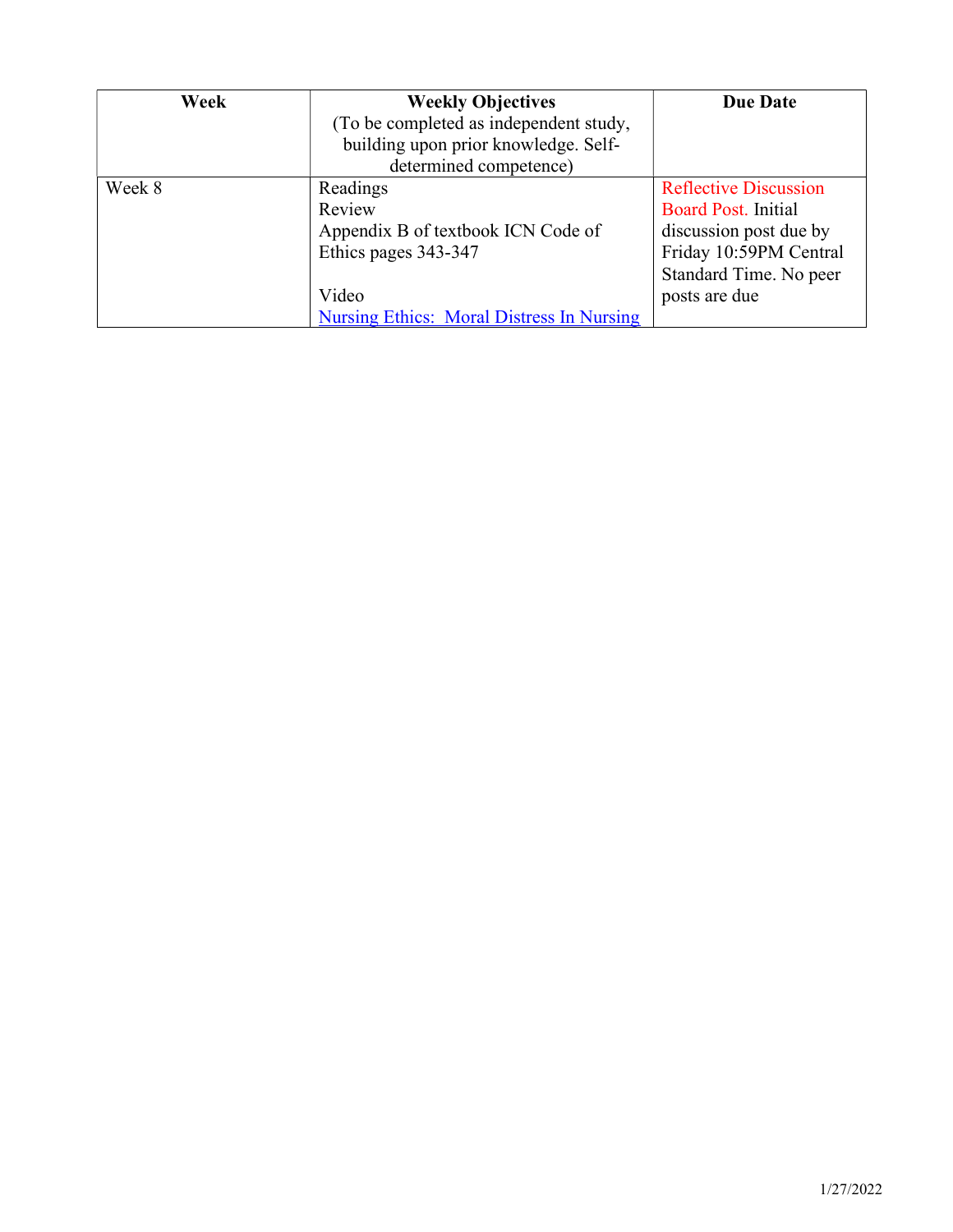| Week | Weekly Objectives<br>(To be completed as independent study, building upon prior knowledge. Self-determined competence) | Due Date |
|---|---|---|
| Week 8 | Readings<br>Review<br>Appendix B of textbook ICN Code of Ethics pages 343-347<br><br>Video<br>Nursing Ethics:  Moral Distress In Nursing | Reflective Discussion Board Post. Initial discussion post due by Friday 10:59PM Central Standard Time. No peer posts are due |

1/27/2022